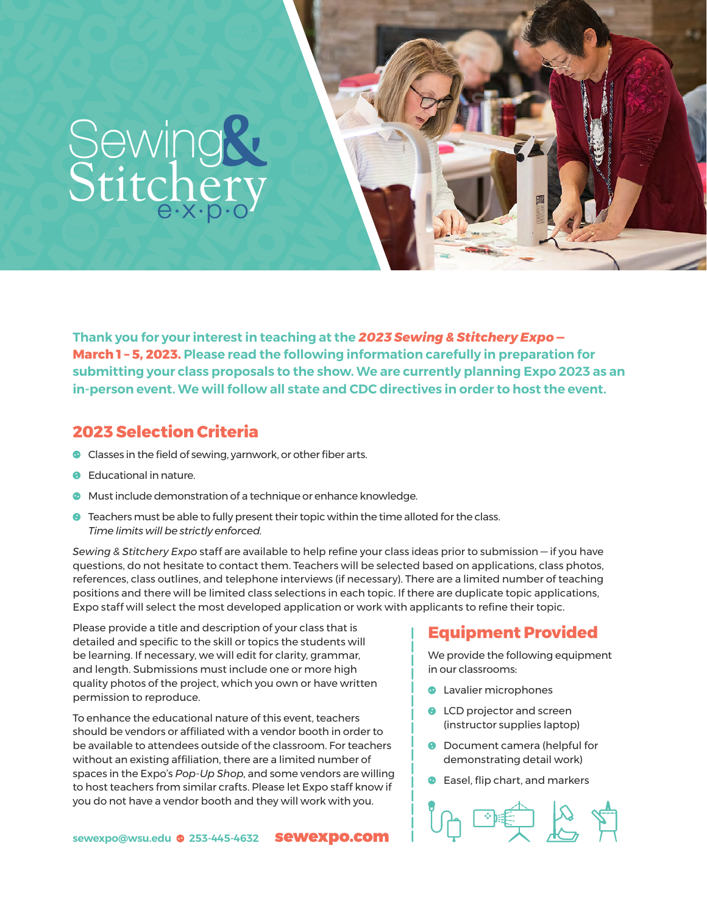# Sewing & Stitchery expo

**Thank you for your interest in teaching at the *2023 Sewing & Stitchery Expo* – March 1 – 5, 2023. Please read the following information carefully in preparation for submitting your class proposals to the show. We are currently planning Expo 2023 as an in-person event. We will follow all state and CDC directives in order to host the event.**

## 2023 Selection Criteria

- Classes in the field of sewing, yarnwork, or other fiber arts.
- Educational in nature.
- Must include demonstration of a technique or enhance knowledge.
- Teachers must be able to fully present their topic within the time alloted for the class. *Time limits will be strictly enforced.*

*Sewing & Stitchery Expo* staff are available to help refine your class ideas prior to submission — if you have questions, do not hesitate to contact them. Teachers will be selected based on applications, class photos, references, class outlines, and telephone interviews (if necessary). There are a limited number of teaching positions and there will be limited class selections in each topic. If there are duplicate topic applications, Expo staff will select the most developed application or work with applicants to refine their topic.

Please provide a title and description of your class that is detailed and specific to the skill or topics the students will be learning. If necessary, we will edit for clarity, grammar, and length. Submissions must include one or more high quality photos of the project, which you own or have written permission to reproduce.

To enhance the educational nature of this event, teachers should be vendors or affiliated with a vendor booth in order to be available to attendees outside of the classroom. For teachers without an existing affiliation, there are a limited number of spaces in the Expo's *Pop-Up Shop*, and some vendors are willing to host teachers from similar crafts. Please let Expo staff know if you do not have a vendor booth and they will work with you.

## Equipment Provided

We provide the following equipment in our classrooms:

- Lavalier microphones
- LCD projector and screen (instructor supplies laptop)
- Document camera (helpful for demonstrating detail work)
- Easel, flip chart, and markers

sewexpo@wsu.edu • 253-445-4632 **sewexpo.com**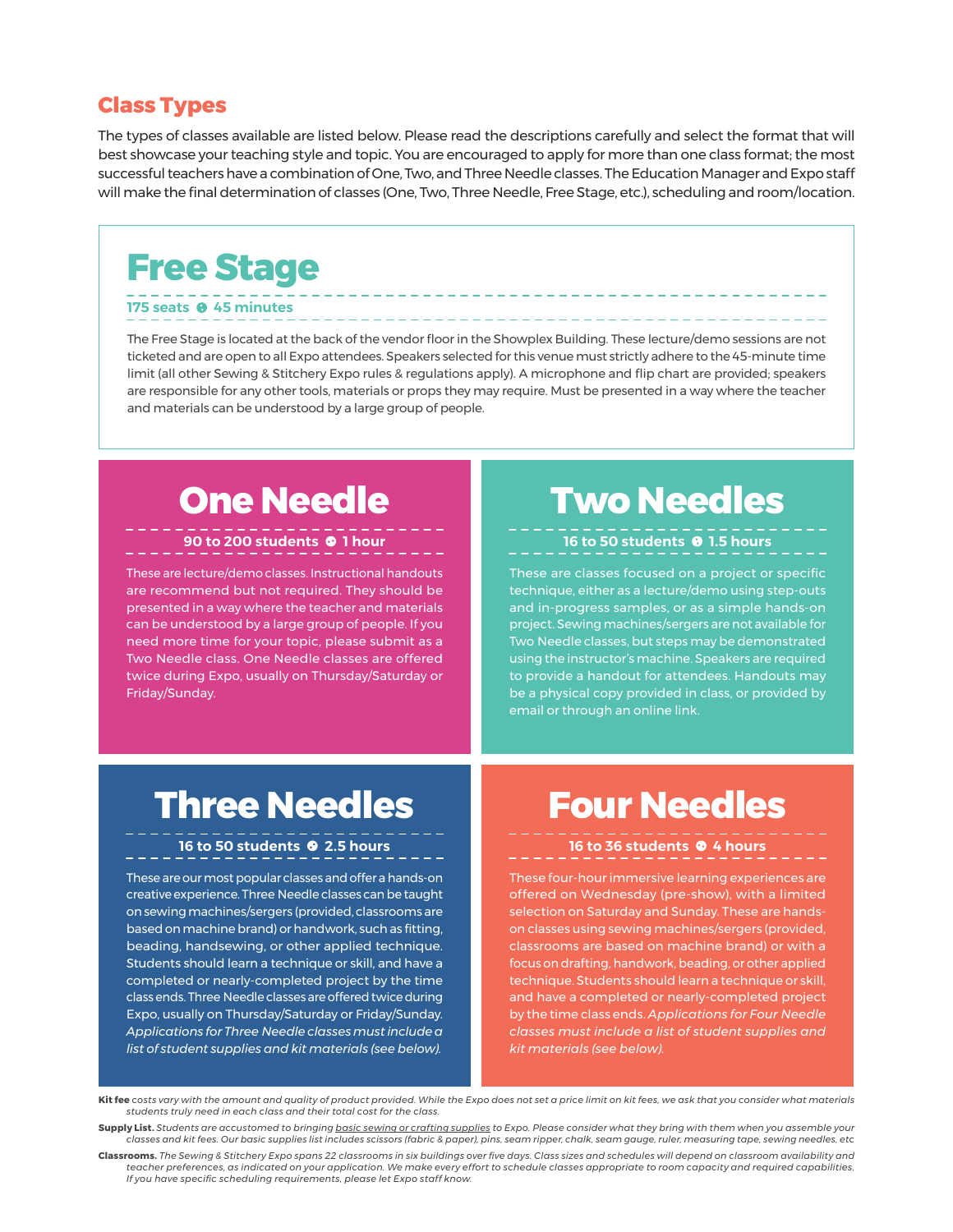## Class Types

The types of classes available are listed below. Please read the descriptions carefully and select the format that will best showcase your teaching style and topic. You are encouraged to apply for more than one class format; the most successful teachers have a combination of One, Two, and Three Needle classes. The Education Manager and Expo staff will make the final determination of classes (One, Two, Three Needle, Free Stage, etc.), scheduling and room/location.

### Free Stage

**175 seats • 45 minutes**

The Free Stage is located at the back of the vendor floor in the Showplex Building. These lecture/demo sessions are not ticketed and are open to all Expo attendees. Speakers selected for this venue must strictly adhere to the 45-minute time limit (all other Sewing & Stitchery Expo rules & regulations apply). A microphone and flip chart are provided; speakers are responsible for any other tools, materials or props they may require. Must be presented in a way where the teacher and materials can be understood by a large group of people.

### One Needle

**90 to 200 students • 1 hour**

These are lecture/demo classes. Instructional handouts are recommend but not required. They should be presented in a way where the teacher and materials can be understood by a large group of people. If you need more time for your topic, please submit as a Two Needle class. One Needle classes are offered twice during Expo, usually on Thursday/Saturday or Friday/Sunday.

### Two Needles

**16 to 50 students • 1.5 hours**

These are classes focused on a project or specific technique, either as a lecture/demo using step-outs and in-progress samples, or as a simple hands-on project. Sewing machines/sergers are not available for Two Needle classes, but steps may be demonstrated using the instructor's machine. Speakers are required to provide a handout for attendees. Handouts may be a physical copy provided in class, or provided by email or through an online link.

### Three Needles

**16 to 50 students • 2.5 hours**

These are our most popular classes and offer a hands-on creative experience. Three Needle classes can be taught on sewing machines/sergers (provided, classrooms are based on machine brand) or handwork, such as fitting, beading, handsewing, or other applied technique. Students should learn a technique or skill, and have a completed or nearly-completed project by the time class ends. Three Needle classes are offered twice during Expo, usually on Thursday/Saturday or Friday/Sunday. *Applications for Three Needle classes must include a list of student supplies and kit materials (see below).*

### Four Needles

**16 to 36 students • 4 hours**

These four-hour immersive learning experiences are offered on Wednesday (pre-show), with a limited selection on Saturday and Sunday. These are hands-on classes using sewing machines/sergers (provided, classrooms are based on machine brand) or with a focus on drafting, handwork, beading, or other applied technique. Students should learn a technique or skill, and have a completed or nearly-completed project by the time class ends. *Applications for Four Needle classes must include a list of student supplies and kit materials (see below).*

**Kit fee** *costs vary with the amount and quality of product provided. While the Expo does not set a price limit on kit fees, we ask that you consider what materials students truly need in each class and their total cost for the class.*

**Supply List.** *Students are accustomed to bringing basic sewing or crafting supplies to Expo. Please consider what they bring with them when you assemble your classes and kit fees. Our basic supplies list includes scissors (fabric & paper), pins, seam ripper, chalk, seam gauge, ruler, measuring tape, sewing needles, etc*

**Classrooms.** *The Sewing & Stitchery Expo spans 22 classrooms in six buildings over five days. Class sizes and schedules will depend on classroom availability and teacher preferences, as indicated on your application. We make every effort to schedule classes appropriate to room capacity and required capabilities. If you have specific scheduling requirements, please let Expo staff know.*